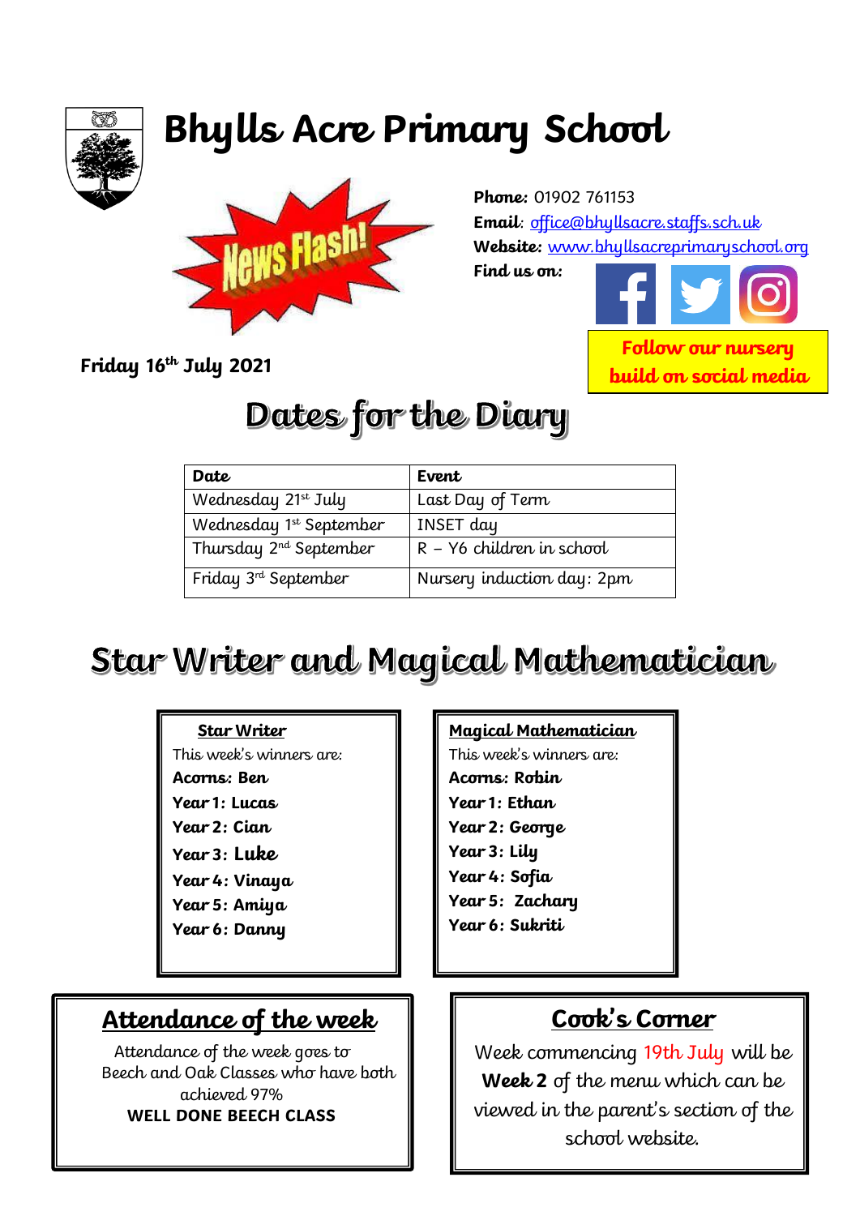# Bhylls Acre Primary School

News Flash!

**Phone:** 01902 761153
**Email**: office@bhyllsacre.staffs.sch.uk
**Website:** www.bhyllsacreprimaryschool.org
**Find us on:**

**Follow our nursery build on social media**

**Friday 16th July 2021**

## Dates for the Diary

| Date | Event |
|---|---|
| Wednesday 21st July | Last Day of Term |
| Wednesday 1st September | INSET day |
| Thursday 2nd September | R – Y6 children in school |
| Friday 3rd September | Nursery induction day: 2pm |

## Star Writer and Magical Mathematician

**Star Writer**

This week's winners are:

**Acorns: Ben**
**Year 1: Lucas**
**Year 2: Cian**
**Year 3: Luke**
**Year 4: Vinaya**
**Year 5: Amiya**
**Year 6: Danny**

**Magical Mathematician**

This week's winners are:

**Acorns: Robin**
**Year 1: Ethan**
**Year 2: George**
**Year 3: Lily**
**Year 4: Sofia**
**Year 5: Zachary**
**Year 6: Sukriti**

## Attendance of the week

Attendance of the week goes to Beech and Oak Classes who have both achieved 97%

**WELL DONE BEECH CLASS**

## Cook's Corner

Week commencing 19th July will be **Week 2** of the menu which can be viewed in the parent's section of the school website.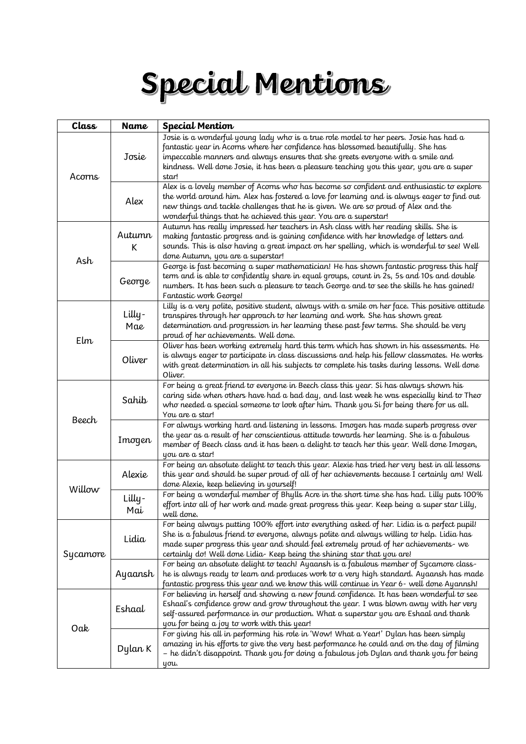# Special Mentions

| Class | Name | Special Mention |
|---|---|---|
| Acorns | Josie | Josie is a wonderful young lady who is a true role model to her peers. Josie has had a fantastic year in Acorns where her confidence has blossomed beautifully. She has impeccable manners and always ensures that she greets everyone with a smile and kindness. Well done Josie, it has been a pleasure teaching you this year, you are a super star! |
| | Alex | Alex is a lovely member of Acorns who has become so confident and enthusiastic to explore the world around him. Alex has fostered a love for learning and is always eager to find out new things and tackle challenges that he is given. We are so proud of Alex and the wonderful things that he achieved this year. You are a superstar! |
| Ash | Autumn K | Autumn has really impressed her teachers in Ash class with her reading skills. She is making fantastic progress and is gaining confidence with her knowledge of letters and sounds. This is also having a great impact on her spelling, which is wonderful to see! Well done Autumn, you are a superstar! |
| | George | George is fast becoming a super mathematician! He has shown fantastic progress this half term and is able to confidently share in equal groups, count in 2s, 5s and 10s and double numbers. It has been such a pleasure to teach George and to see the skills he has gained! Fantastic work George! |
| Elm | Lilly-Mae | Lilly is a very polite, positive student, always with a smile on her face. This positive attitude transpires through her approach to her learning and work. She has shown great determination and progression in her learning these past few terms. She should be very proud of her achievements. Well done. |
| | Oliver | Oliver has been working extremely hard this term which has shown in his assessments. He is always eager to participate in class discussions and help his fellow classmates. He works with great determination in all his subjects to complete his tasks during lessons. Well done Oliver. |
| Beech | Sahib | For being a great friend to everyone in Beech class this year. Si has always shown his caring side when others have had a bad day, and last week he was especially kind to Theo who needed a special someone to look after him. Thank you Si for being there for us all. You are a star! |
| | Imogen | For always working hard and listening in lessons. Imogen has made superb progress over the year as a result of her conscientious attitude towards her learning. She is a fabulous member of Beech class and it has been a delight to teach her this year. Well done Imogen, you are a star! |
| Willow | Alexie | For being an absolute delight to teach this year. Alexie has tried her very best in all lessons this year and should be super proud of all of her achievements because I certainly am! Well done Alexie, keep believing in yourself! |
| | Lilly-Mai | For being a wonderful member of Bhylls Acre in the short time she has had. Lilly puts 100% effort into all of her work and made great progress this year. Keep being a super star Lilly, well done. |
| Sycamore | Lidia | For being always putting 100% effort into everything asked of her. Lidia is a perfect pupil! She is a fabulous friend to everyone, always polite and always willing to help. Lidia has made super progress this year and should feel extremely proud of her achievements- we certainly do! Well done Lidia- Keep being the shining star that you are! |
| | Ayaansh | For being an absolute delight to teach! Ayaansh is a fabulous member of Sycamore class- he is always ready to learn and produces work to a very high standard. Ayaansh has made fantastic progress this year and we know this will continue in Year 6- well done Ayannsh! |
| Oak | Eshaal | For believing in herself and showing a new found confidence. It has been wonderful to see Eshaal's confidence grow and grow throughout the year. I was blown away with her very self-assured performance in our production. What a superstar you are Eshaal and thank you for being a joy to work with this year! |
| | Dylan K | For giving his all in performing his role in 'Wow! What a Year!' Dylan has been simply amazing in his efforts to give the very best performance he could and on the day of filming – he didn't disappoint. Thank you for doing a fabulous job Dylan and thank you for being you. |